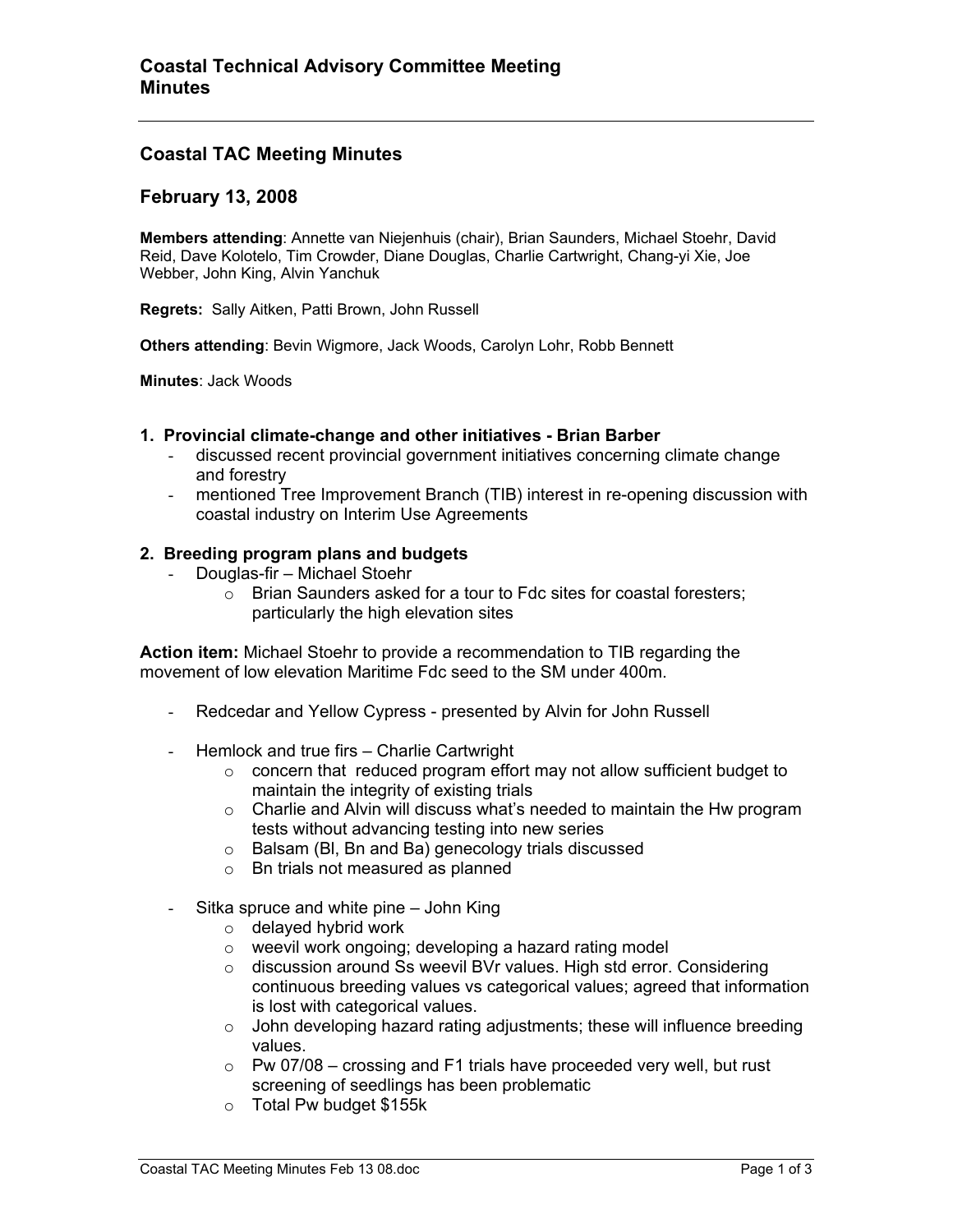# Coastal Technical Advisory Committee Meeting Minutes

## Coastal TAC Meeting Minutes

## February 13, 2008

**Members attending**: Annette van Niejenhuis (chair), Brian Saunders, Michael Stoehr, David Reid, Dave Kolotelo, Tim Crowder, Diane Douglas, Charlie Cartwright, Chang-yi Xie, Joe Webber, John King, Alvin Yanchuk

**Regrets:** Sally Aitken, Patti Brown, John Russell

**Others attending**: Bevin Wigmore, Jack Woods, Carolyn Lohr, Robb Bennett

**Minutes**: Jack Woods

### 1. Provincial climate-change and other initiatives - Brian Barber

- discussed recent provincial government initiatives concerning climate change and forestry
- mentioned Tree Improvement Branch (TIB) interest in re-opening discussion with coastal industry on Interim Use Agreements

### 2. Breeding program plans and budgets

- Douglas-fir – Michael Stoehr
  - Brian Saunders asked for a tour to Fdc sites for coastal foresters; particularly the high elevation sites

**Action item:** Michael Stoehr to provide a recommendation to TIB regarding the movement of low elevation Maritime Fdc seed to the SM under 400m.

- Redcedar and Yellow Cypress - presented by Alvin for John Russell

- Hemlock and true firs – Charlie Cartwright
  - concern that reduced program effort may not allow sufficient budget to maintain the integrity of existing trials
  - Charlie and Alvin will discuss what's needed to maintain the Hw program tests without advancing testing into new series
  - Balsam (Bl, Bn and Ba) genecology trials discussed
  - Bn trials not measured as planned

- Sitka spruce and white pine – John King
  - delayed hybrid work
  - weevil work ongoing; developing a hazard rating model
  - discussion around Ss weevil BVr values. High std error. Considering continuous breeding values vs categorical values; agreed that information is lost with categorical values.
  - John developing hazard rating adjustments; these will influence breeding values.
  - Pw 07/08 – crossing and F1 trials have proceeded very well, but rust screening of seedlings has been problematic
  - Total Pw budget $155k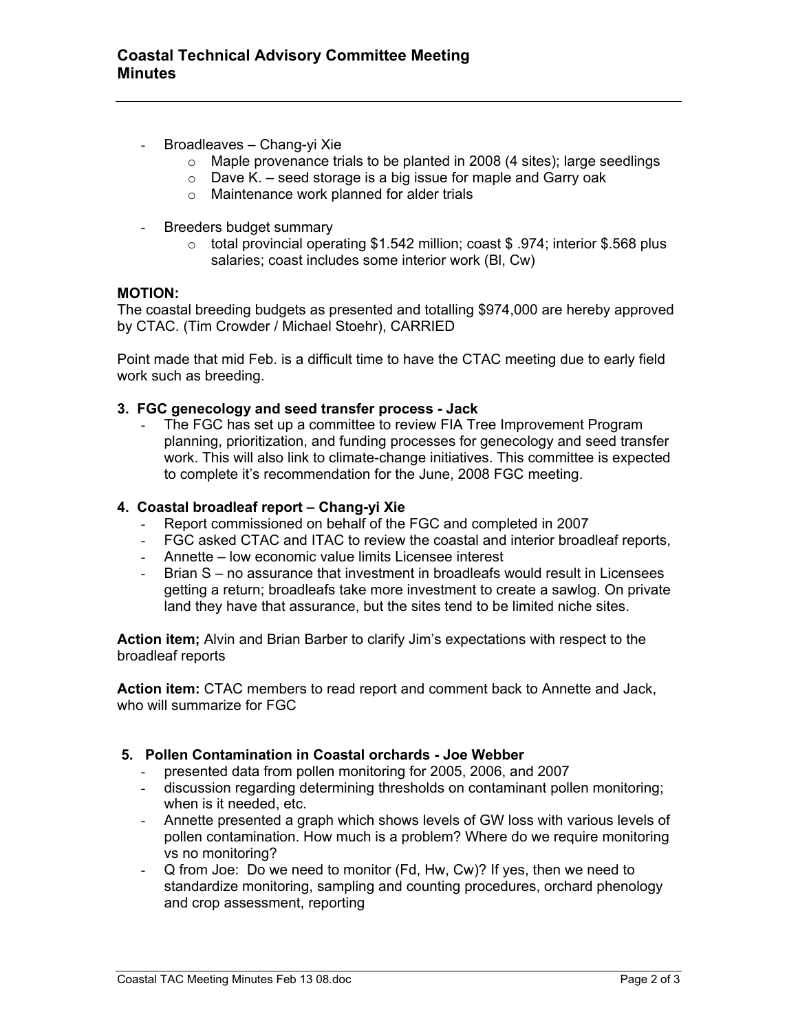- Broadleaves – Chang-yi Xie
    - Maple provenance trials to be planted in 2008 (4 sites); large seedlings
    - Dave K. – seed storage is a big issue for maple and Garry oak
    - Maintenance work planned for alder trials

- Breeders budget summary
    - total provincial operating $1.542 million; coast $ .974; interior $.568 plus salaries; coast includes some interior work (Bl, Cw)

**MOTION:**
The coastal breeding budgets as presented and totalling $974,000 are hereby approved by CTAC. (Tim Crowder / Michael Stoehr), CARRIED

Point made that mid Feb. is a difficult time to have the CTAC meeting due to early field work such as breeding.

**3. FGC genecology and seed transfer process - Jack**

- The FGC has set up a committee to review FIA Tree Improvement Program planning, prioritization, and funding processes for genecology and seed transfer work. This will also link to climate-change initiatives. This committee is expected to complete it's recommendation for the June, 2008 FGC meeting.

**4. Coastal broadleaf report – Chang-yi Xie**

- Report commissioned on behalf of the FGC and completed in 2007
- FGC asked CTAC and ITAC to review the coastal and interior broadleaf reports,
- Annette – low economic value limits Licensee interest
- Brian S – no assurance that investment in broadleafs would result in Licensees getting a return; broadleafs take more investment to create a sawlog. On private land they have that assurance, but the sites tend to be limited niche sites.

**Action item;** Alvin and Brian Barber to clarify Jim's expectations with respect to the broadleaf reports

**Action item:** CTAC members to read report and comment back to Annette and Jack, who will summarize for FGC

**5. Pollen Contamination in Coastal orchards - Joe Webber**

- presented data from pollen monitoring for 2005, 2006, and 2007
- discussion regarding determining thresholds on contaminant pollen monitoring; when is it needed, etc.
- Annette presented a graph which shows levels of GW loss with various levels of pollen contamination. How much is a problem? Where do we require monitoring vs no monitoring?
- Q from Joe: Do we need to monitor (Fd, Hw, Cw)? If yes, then we need to standardize monitoring, sampling and counting procedures, orchard phenology and crop assessment, reporting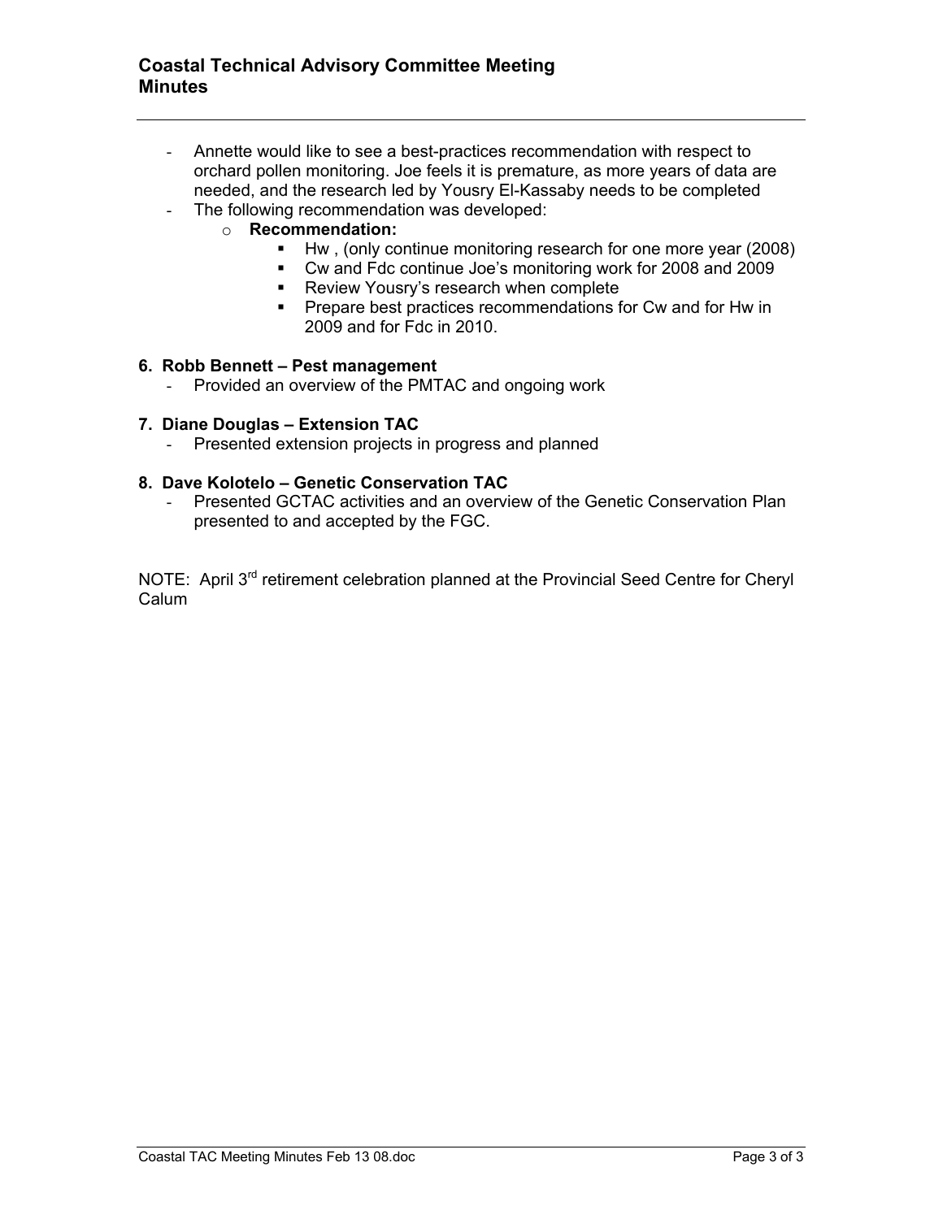- Annette would like to see a best-practices recommendation with respect to orchard pollen monitoring. Joe feels it is premature, as more years of data are needed, and the research led by Yousry El-Kassaby needs to be completed
- The following recommendation was developed:
  - **Recommendation:**
    - Hw , (only continue monitoring research for one more year (2008)
    - Cw and Fdc continue Joe's monitoring work for 2008 and 2009
    - Review Yousry's research when complete
    - Prepare best practices recommendations for Cw and for Hw in 2009 and for Fdc in 2010.

### 6. Robb Bennett – Pest management

- Provided an overview of the PMTAC and ongoing work

### 7. Diane Douglas – Extension TAC

- Presented extension projects in progress and planned

### 8. Dave Kolotelo – Genetic Conservation TAC

- Presented GCTAC activities and an overview of the Genetic Conservation Plan presented to and accepted by the FGC.

NOTE: April 3rd retirement celebration planned at the Provincial Seed Centre for Cheryl Calum